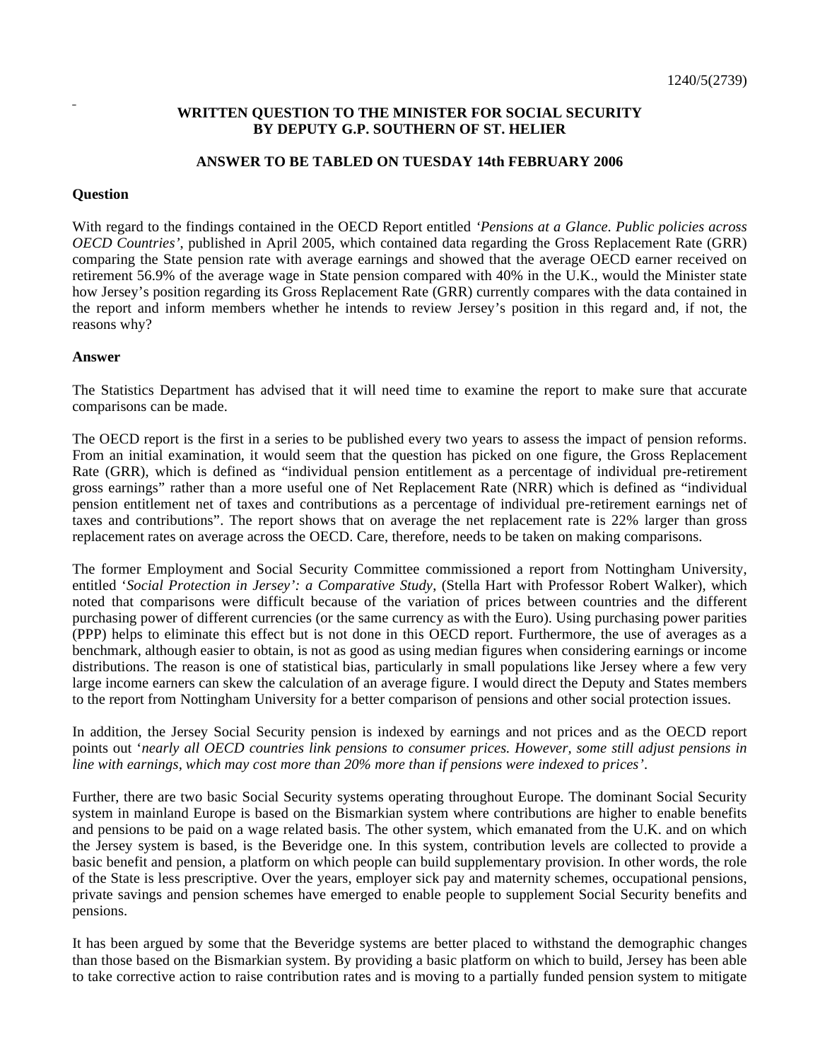1240/5(2739)

**WRITTEN QUESTION TO THE MINISTER FOR SOCIAL SECURITY BY DEPUTY G.P. SOUTHERN OF ST. HELIER**

**ANSWER TO BE TABLED ON TUESDAY 14th FEBRUARY 2006**

**Question**

With regard to the findings contained in the OECD Report entitled *'Pensions at a Glance. Public policies across OECD Countries'*, published in April 2005, which contained data regarding the Gross Replacement Rate (GRR) comparing the State pension rate with average earnings and showed that the average OECD earner received on retirement 56.9% of the average wage in State pension compared with 40% in the U.K., would the Minister state how Jersey's position regarding its Gross Replacement Rate (GRR) currently compares with the data contained in the report and inform members whether he intends to review Jersey's position in this regard and, if not, the reasons why?

**Answer**

The Statistics Department has advised that it will need time to examine the report to make sure that accurate comparisons can be made.

The OECD report is the first in a series to be published every two years to assess the impact of pension reforms. From an initial examination, it would seem that the question has picked on one figure, the Gross Replacement Rate (GRR), which is defined as "individual pension entitlement as a percentage of individual pre-retirement gross earnings" rather than a more useful one of Net Replacement Rate (NRR) which is defined as "individual pension entitlement net of taxes and contributions as a percentage of individual pre-retirement earnings net of taxes and contributions". The report shows that on average the net replacement rate is 22% larger than gross replacement rates on average across the OECD. Care, therefore, needs to be taken on making comparisons.

The former Employment and Social Security Committee commissioned a report from Nottingham University, entitled '*Social Protection in Jersey': a Comparative Study*, (Stella Hart with Professor Robert Walker), which noted that comparisons were difficult because of the variation of prices between countries and the different purchasing power of different currencies (or the same currency as with the Euro). Using purchasing power parities (PPP) helps to eliminate this effect but is not done in this OECD report. Furthermore, the use of averages as a benchmark, although easier to obtain, is not as good as using median figures when considering earnings or income distributions. The reason is one of statistical bias, particularly in small populations like Jersey where a few very large income earners can skew the calculation of an average figure. I would direct the Deputy and States members to the report from Nottingham University for a better comparison of pensions and other social protection issues.

In addition, the Jersey Social Security pension is indexed by earnings and not prices and as the OECD report points out '*nearly all OECD countries link pensions to consumer prices. However, some still adjust pensions in line with earnings, which may cost more than 20% more than if pensions were indexed to prices'*.

Further, there are two basic Social Security systems operating throughout Europe. The dominant Social Security system in mainland Europe is based on the Bismarkian system where contributions are higher to enable benefits and pensions to be paid on a wage related basis. The other system, which emanated from the U.K. and on which the Jersey system is based, is the Beveridge one. In this system, contribution levels are collected to provide a basic benefit and pension, a platform on which people can build supplementary provision. In other words, the role of the State is less prescriptive. Over the years, employer sick pay and maternity schemes, occupational pensions, private savings and pension schemes have emerged to enable people to supplement Social Security benefits and pensions.

It has been argued by some that the Beveridge systems are better placed to withstand the demographic changes than those based on the Bismarkian system. By providing a basic platform on which to build, Jersey has been able to take corrective action to raise contribution rates and is moving to a partially funded pension system to mitigate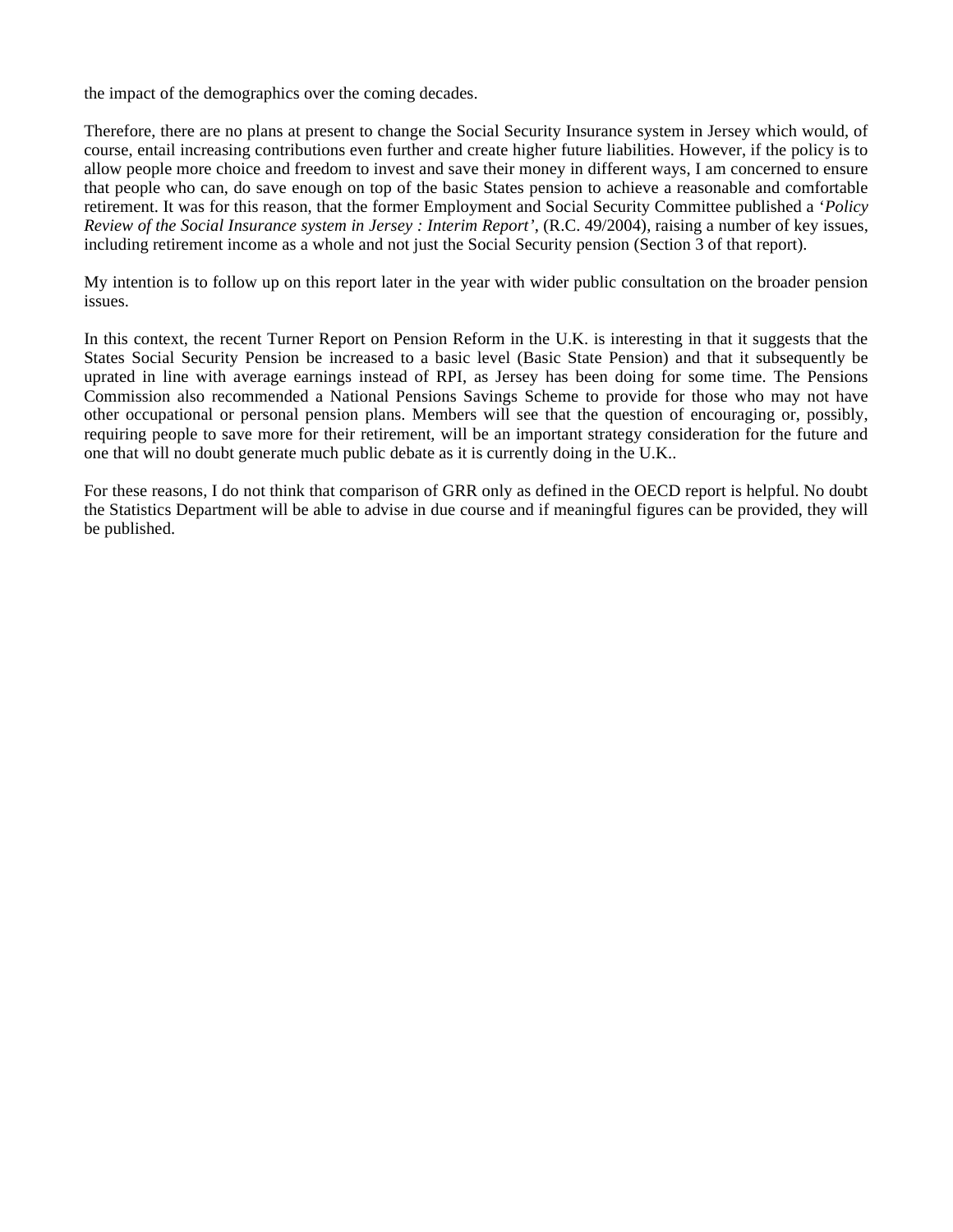the impact of the demographics over the coming decades.

Therefore, there are no plans at present to change the Social Security Insurance system in Jersey which would, of course, entail increasing contributions even further and create higher future liabilities. However, if the policy is to allow people more choice and freedom to invest and save their money in different ways, I am concerned to ensure that people who can, do save enough on top of the basic States pension to achieve a reasonable and comfortable retirement. It was for this reason, that the former Employment and Social Security Committee published a '*Policy Review of the Social Insurance system in Jersey : Interim Report*', (R.C. 49/2004), raising a number of key issues, including retirement income as a whole and not just the Social Security pension (Section 3 of that report).

My intention is to follow up on this report later in the year with wider public consultation on the broader pension issues.

In this context, the recent Turner Report on Pension Reform in the U.K. is interesting in that it suggests that the States Social Security Pension be increased to a basic level (Basic State Pension) and that it subsequently be uprated in line with average earnings instead of RPI, as Jersey has been doing for some time. The Pensions Commission also recommended a National Pensions Savings Scheme to provide for those who may not have other occupational or personal pension plans. Members will see that the question of encouraging or, possibly, requiring people to save more for their retirement, will be an important strategy consideration for the future and one that will no doubt generate much public debate as it is currently doing in the U.K..

For these reasons, I do not think that comparison of GRR only as defined in the OECD report is helpful. No doubt the Statistics Department will be able to advise in due course and if meaningful figures can be provided, they will be published.